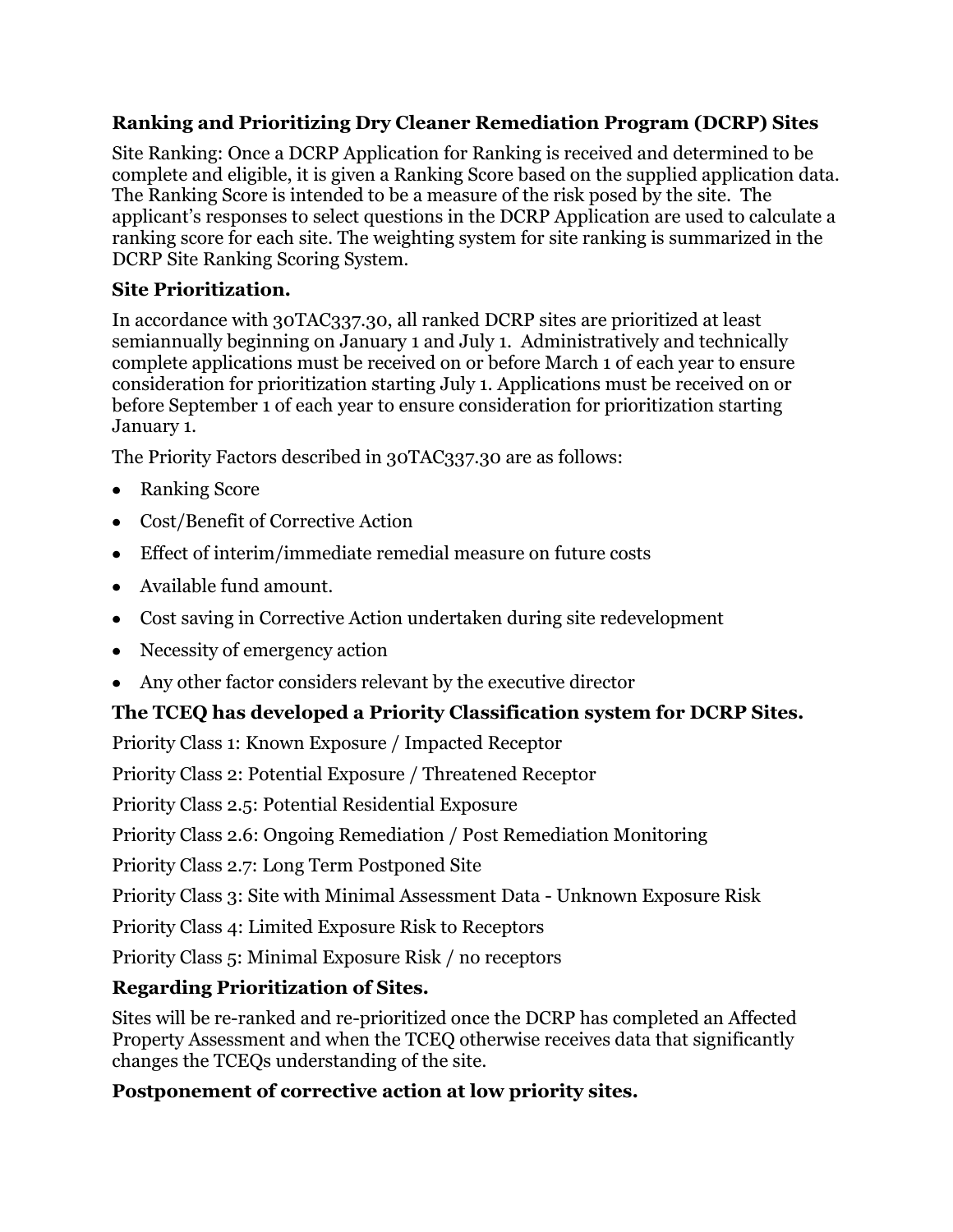## Ranking and Prioritizing Dry Cleaner Remediation Program (DCRP) Sites

Site Ranking: Once a DCRP Application for Ranking is received and determined to be complete and eligible, it is given a Ranking Score based on the supplied application data. The Ranking Score is intended to be a measure of the risk posed by the site. The applicant's responses to select questions in the DCRP Application are used to calculate a ranking score for each site. The weighting system for site ranking is summarized in the DCRP Site Ranking Scoring System.

### Site Prioritization.

In accordance with 30TAC337.30, all ranked DCRP sites are prioritized at least semiannually beginning on January 1 and July 1. Administratively and technically complete applications must be received on or before March 1 of each year to ensure consideration for prioritization starting July 1. Applications must be received on or before September 1 of each year to ensure consideration for prioritization starting January 1.

The Priority Factors described in 30TAC337.30 are as follows:

- Ranking Score
- Cost/Benefit of Corrective Action
- Effect of interim/immediate remedial measure on future costs
- Available fund amount.
- Cost saving in Corrective Action undertaken during site redevelopment
- Necessity of emergency action
- Any other factor considers relevant by the executive director

### The TCEQ has developed a Priority Classification system for DCRP Sites.

Priority Class 1: Known Exposure / Impacted Receptor

Priority Class 2: Potential Exposure / Threatened Receptor

Priority Class 2.5: Potential Residential Exposure

Priority Class 2.6: Ongoing Remediation / Post Remediation Monitoring

Priority Class 2.7: Long Term Postponed Site

Priority Class 3: Site with Minimal Assessment Data - Unknown Exposure Risk

Priority Class 4: Limited Exposure Risk to Receptors

Priority Class 5: Minimal Exposure Risk / no receptors

### Regarding Prioritization of Sites.

Sites will be re-ranked and re-prioritized once the DCRP has completed an Affected Property Assessment and when the TCEQ otherwise receives data that significantly changes the TCEQs understanding of the site.

### Postponement of corrective action at low priority sites.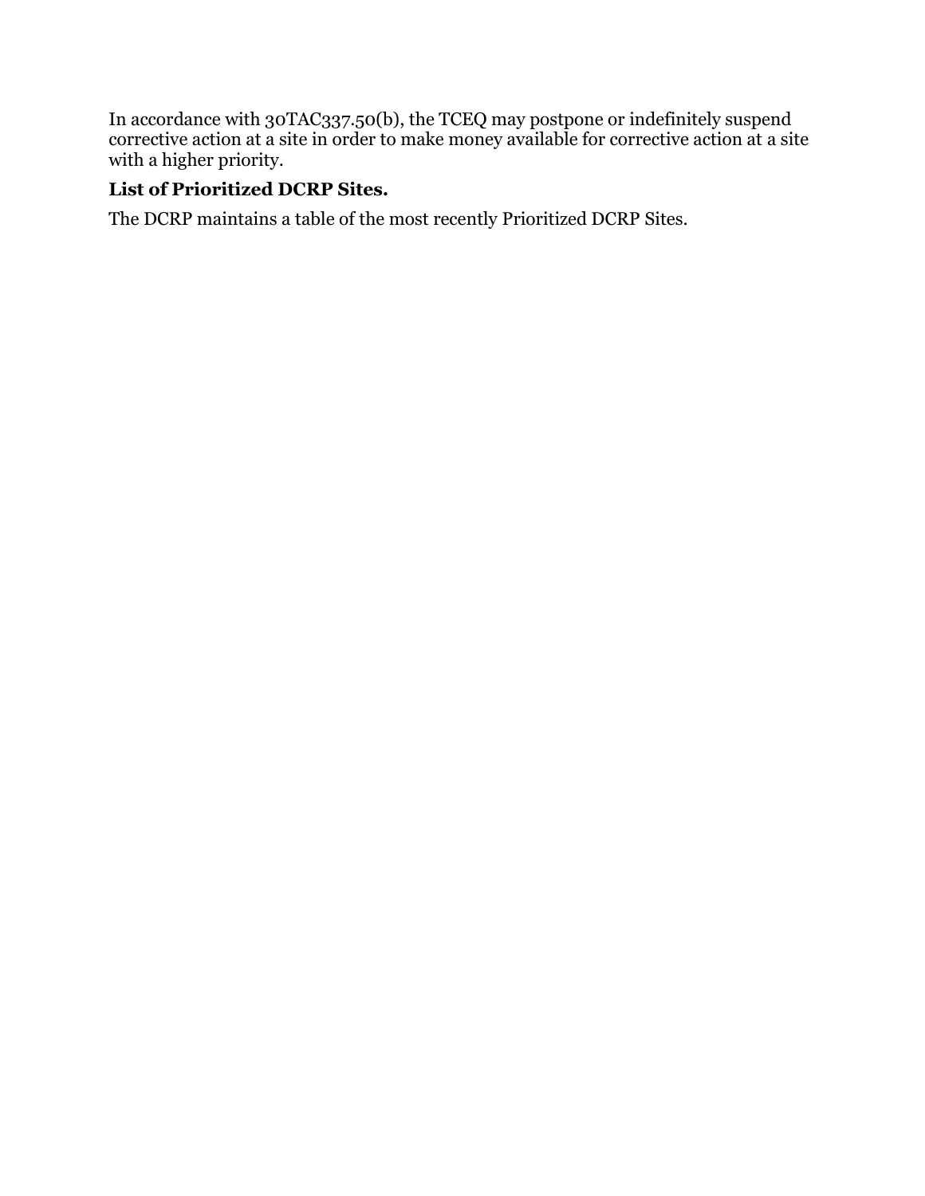In accordance with 30TAC337.50(b), the TCEQ may postpone or indefinitely suspend corrective action at a site in order to make money available for corrective action at a site with a higher priority.

**List of Prioritized DCRP Sites.**

The DCRP maintains a table of the most recently Prioritized DCRP Sites.